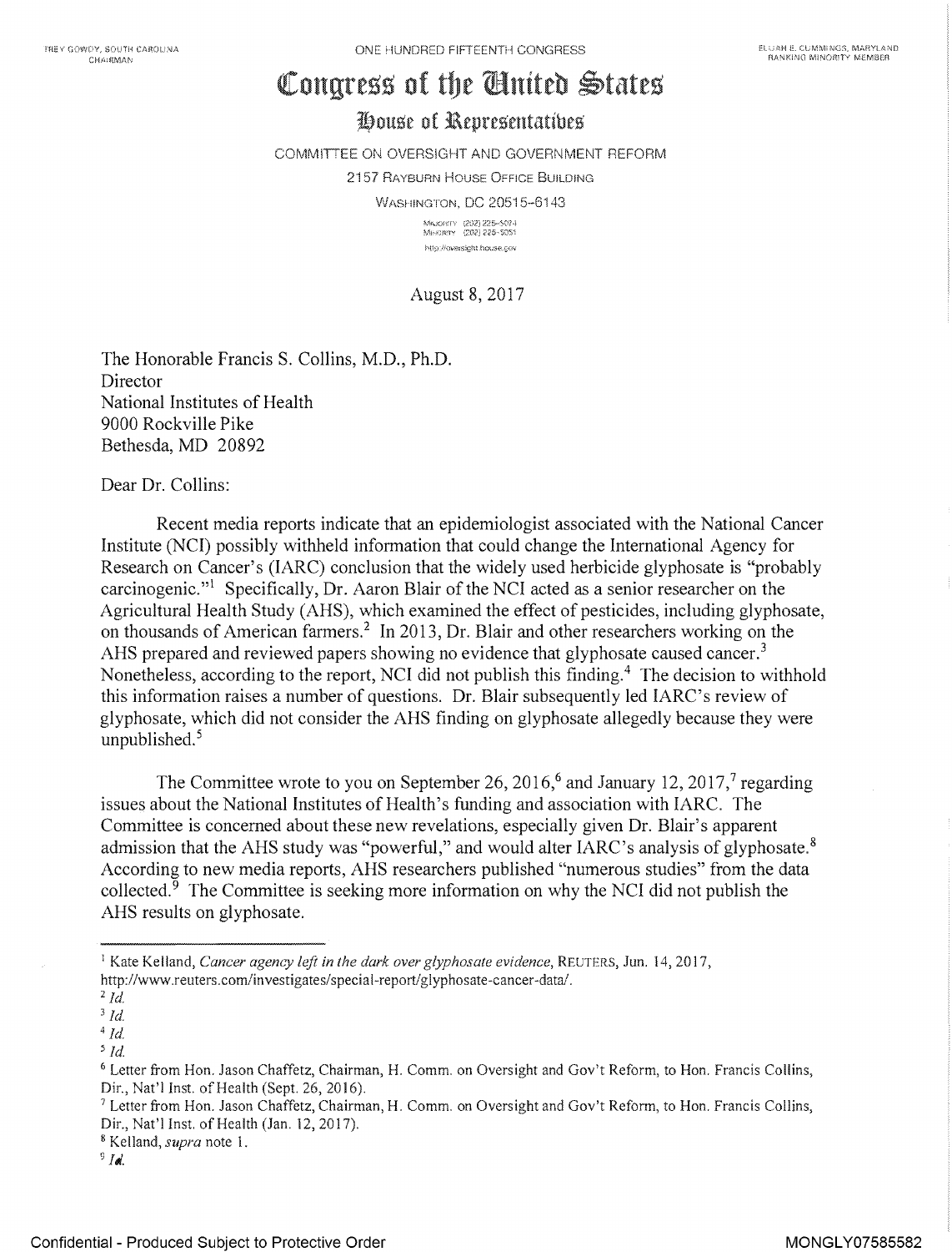TREY GOWDY, SOUTH CAROLINA
CHAIRMAN

ONE HUNDRED FIFTEENTH CONGRESS

ELIJAH E. CUMMINGS, MARYLAND
RANKING MINORITY MEMBER

# Congress of the United States

## House of Representatives

COMMITTEE ON OVERSIGHT AND GOVERNMENT REFORM

2157 RAYBURN HOUSE OFFICE BUILDING

WASHINGTON, DC 20515–6143

MAJORITY (202) 225–5074
MINORITY (202) 225–5051
http://oversight.house.gov

August 8, 2017

The Honorable Francis S. Collins, M.D., Ph.D.
Director
National Institutes of Health
9000 Rockville Pike
Bethesda, MD 20892

Dear Dr. Collins:

Recent media reports indicate that an epidemiologist associated with the National Cancer Institute (NCI) possibly withheld information that could change the International Agency for Research on Cancer's (IARC) conclusion that the widely used herbicide glyphosate is "probably carcinogenic."[1] Specifically, Dr. Aaron Blair of the NCI acted as a senior researcher on the Agricultural Health Study (AHS), which examined the effect of pesticides, including glyphosate, on thousands of American farmers.[2] In 2013, Dr. Blair and other researchers working on the AHS prepared and reviewed papers showing no evidence that glyphosate caused cancer.[3] Nonetheless, according to the report, NCI did not publish this finding.[4] The decision to withhold this information raises a number of questions. Dr. Blair subsequently led IARC's review of glyphosate, which did not consider the AHS finding on glyphosate allegedly because they were unpublished.[5]

The Committee wrote to you on September 26, 2016,[6] and January 12, 2017,[7] regarding issues about the National Institutes of Health's funding and association with IARC. The Committee is concerned about these new revelations, especially given Dr. Blair's apparent admission that the AHS study was "powerful," and would alter IARC's analysis of glyphosate.[8] According to new media reports, AHS researchers published "numerous studies" from the data collected.[9] The Committee is seeking more information on why the NCI did not publish the AHS results on glyphosate.

---

[1] Kate Kelland, *Cancer agency left in the dark over glyphosate evidence*, REUTERS, Jun. 14, 2017, http://www.reuters.com/investigates/special-report/glyphosate-cancer-data/.

[2] *Id.*

[3] *Id.*

[4] *Id.*

[5] *Id.*

[6] Letter from Hon. Jason Chaffetz, Chairman, H. Comm. on Oversight and Gov't Reform, to Hon. Francis Collins, Dir., Nat'l Inst. of Health (Sept. 26, 2016).

[7] Letter from Hon. Jason Chaffetz, Chairman, H. Comm. on Oversight and Gov't Reform, to Hon. Francis Collins, Dir., Nat'l Inst. of Health (Jan. 12, 2017).

[8] Kelland, *supra* note 1.

[9] *Id.*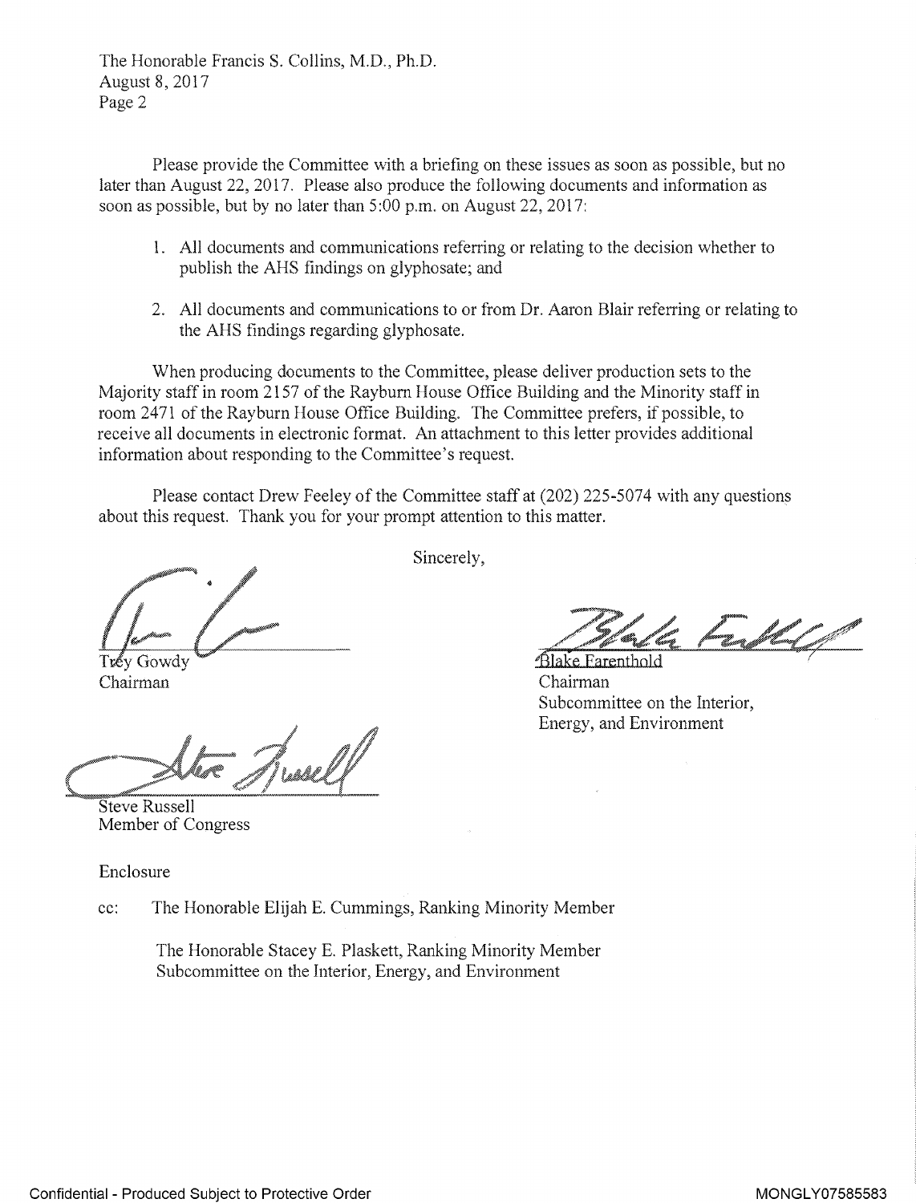The Honorable Francis S. Collins, M.D., Ph.D.
August 8, 2017
Page 2

Please provide the Committee with a briefing on these issues as soon as possible, but no later than August 22, 2017. Please also produce the following documents and information as soon as possible, but by no later than 5:00 p.m. on August 22, 2017:

1. All documents and communications referring or relating to the decision whether to publish the AHS findings on glyphosate; and
2. All documents and communications to or from Dr. Aaron Blair referring or relating to the AHS findings regarding glyphosate.

When producing documents to the Committee, please deliver production sets to the Majority staff in room 2157 of the Rayburn House Office Building and the Minority staff in room 2471 of the Rayburn House Office Building. The Committee prefers, if possible, to receive all documents in electronic format. An attachment to this letter provides additional information about responding to the Committee's request.

Please contact Drew Feeley of the Committee staff at (202) 225-5074 with any questions about this request. Thank you for your prompt attention to this matter.

Sincerely,

Trey Gowdy
Chairman

Blake Farenthold
Chairman
Subcommittee on the Interior, Energy, and Environment

Steve Russell
Member of Congress

Enclosure

cc: The Honorable Elijah E. Cummings, Ranking Minority Member

The Honorable Stacey E. Plaskett, Ranking Minority Member
Subcommittee on the Interior, Energy, and Environment

Confidential - Produced Subject to Protective Order MONGLY07585583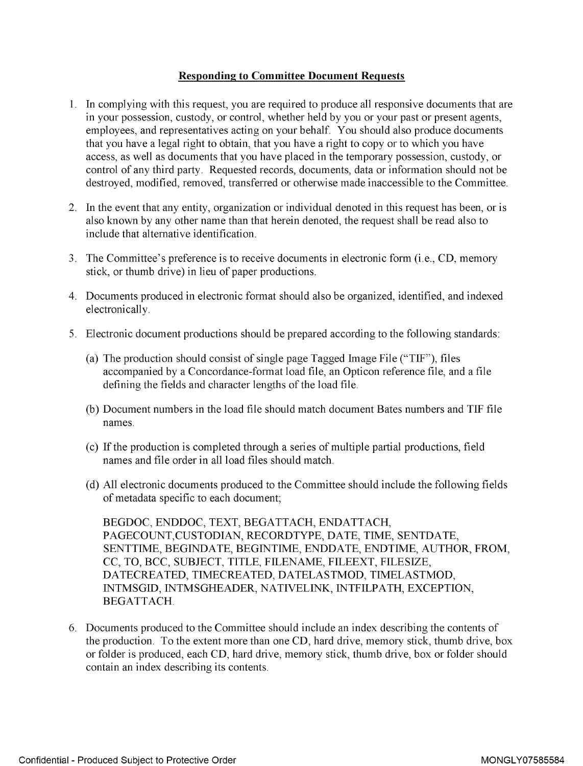## Responding to Committee Document Requests

1. In complying with this request, you are required to produce all responsive documents that are in your possession, custody, or control, whether held by you or your past or present agents, employees, and representatives acting on your behalf. You should also produce documents that you have a legal right to obtain, that you have a right to copy or to which you have access, as well as documents that you have placed in the temporary possession, custody, or control of any third party. Requested records, documents, data or information should not be destroyed, modified, removed, transferred or otherwise made inaccessible to the Committee.

2. In the event that any entity, organization or individual denoted in this request has been, or is also known by any other name than that herein denoted, the request shall be read also to include that alternative identification.

3. The Committee's preference is to receive documents in electronic form (i.e., CD, memory stick, or thumb drive) in lieu of paper productions.

4. Documents produced in electronic format should also be organized, identified, and indexed electronically.

5. Electronic document productions should be prepared according to the following standards:

   (a) The production should consist of single page Tagged Image File ("TIF"), files accompanied by a Concordance-format load file, an Opticon reference file, and a file defining the fields and character lengths of the load file.

   (b) Document numbers in the load file should match document Bates numbers and TIF file names.

   (c) If the production is completed through a series of multiple partial productions, field names and file order in all load files should match.

   (d) All electronic documents produced to the Committee should include the following fields of metadata specific to each document;

   BEGDOC, ENDDOC, TEXT, BEGATTACH, ENDATTACH, PAGECOUNT,CUSTODIAN, RECORDTYPE, DATE, TIME, SENTDATE, SENTTIME, BEGINDATE, BEGINTIME, ENDDATE, ENDTIME, AUTHOR, FROM, CC, TO, BCC, SUBJECT, TITLE, FILENAME, FILEEXT, FILESIZE, DATECREATED, TIMECREATED, DATELASTMOD, TIMELASTMOD, INTMSGID, INTMSGHEADER, NATIVELINK, INTFILPATH, EXCEPTION, BEGATTACH.

6. Documents produced to the Committee should include an index describing the contents of the production. To the extent more than one CD, hard drive, memory stick, thumb drive, box or folder is produced, each CD, hard drive, memory stick, thumb drive, box or folder should contain an index describing its contents.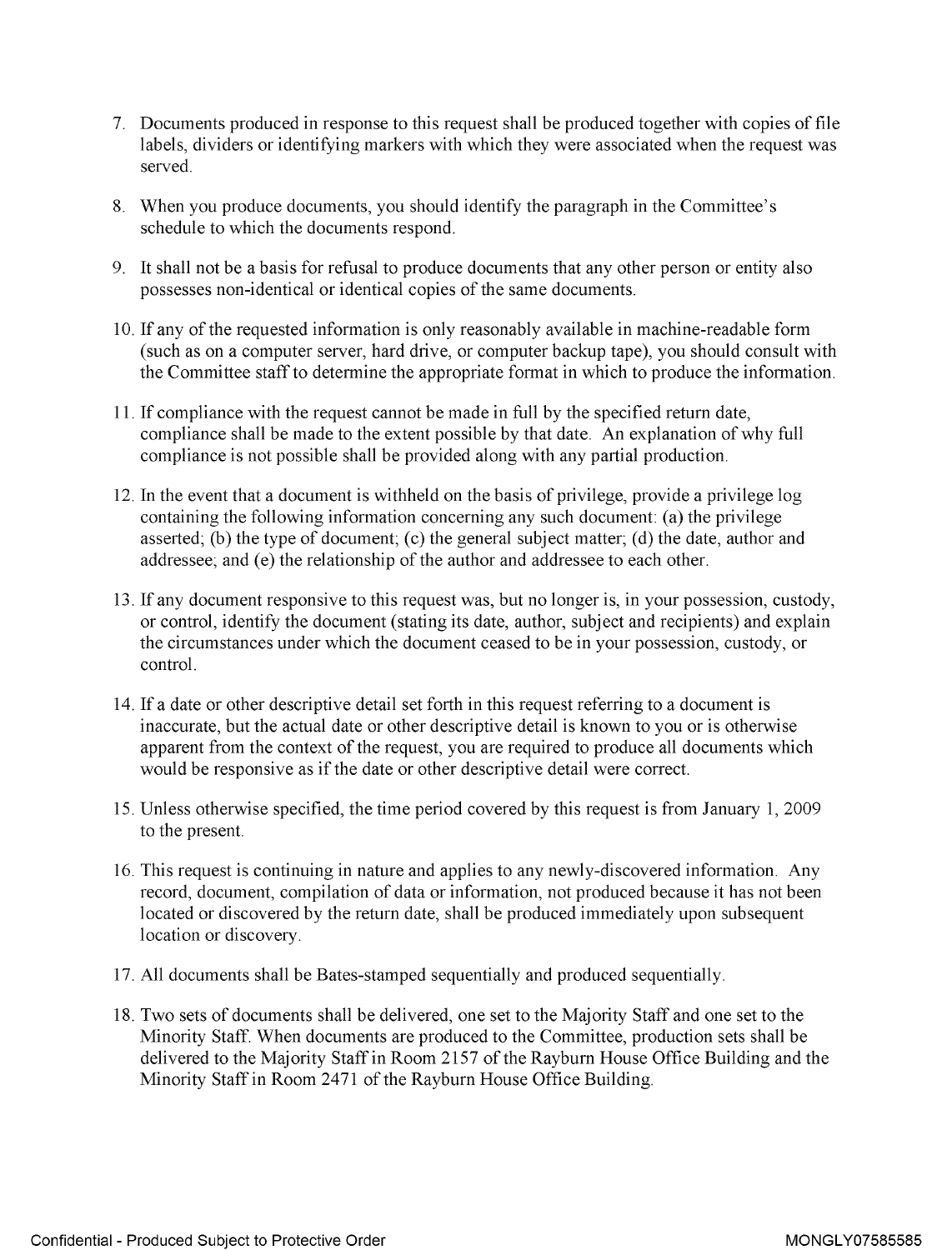7. Documents produced in response to this request shall be produced together with copies of file labels, dividers or identifying markers with which they were associated when the request was served.

8. When you produce documents, you should identify the paragraph in the Committee's schedule to which the documents respond.

9. It shall not be a basis for refusal to produce documents that any other person or entity also possesses non-identical or identical copies of the same documents.

10. If any of the requested information is only reasonably available in machine-readable form (such as on a computer server, hard drive, or computer backup tape), you should consult with the Committee staff to determine the appropriate format in which to produce the information.

11. If compliance with the request cannot be made in full by the specified return date, compliance shall be made to the extent possible by that date. An explanation of why full compliance is not possible shall be provided along with any partial production.

12. In the event that a document is withheld on the basis of privilege, provide a privilege log containing the following information concerning any such document: (a) the privilege asserted; (b) the type of document; (c) the general subject matter; (d) the date, author and addressee; and (e) the relationship of the author and addressee to each other.

13. If any document responsive to this request was, but no longer is, in your possession, custody, or control, identify the document (stating its date, author, subject and recipients) and explain the circumstances under which the document ceased to be in your possession, custody, or control.

14. If a date or other descriptive detail set forth in this request referring to a document is inaccurate, but the actual date or other descriptive detail is known to you or is otherwise apparent from the context of the request, you are required to produce all documents which would be responsive as if the date or other descriptive detail were correct.

15. Unless otherwise specified, the time period covered by this request is from January 1, 2009 to the present.

16. This request is continuing in nature and applies to any newly-discovered information. Any record, document, compilation of data or information, not produced because it has not been located or discovered by the return date, shall be produced immediately upon subsequent location or discovery.

17. All documents shall be Bates-stamped sequentially and produced sequentially.

18. Two sets of documents shall be delivered, one set to the Majority Staff and one set to the Minority Staff. When documents are produced to the Committee, production sets shall be delivered to the Majority Staff in Room 2157 of the Rayburn House Office Building and the Minority Staff in Room 2471 of the Rayburn House Office Building.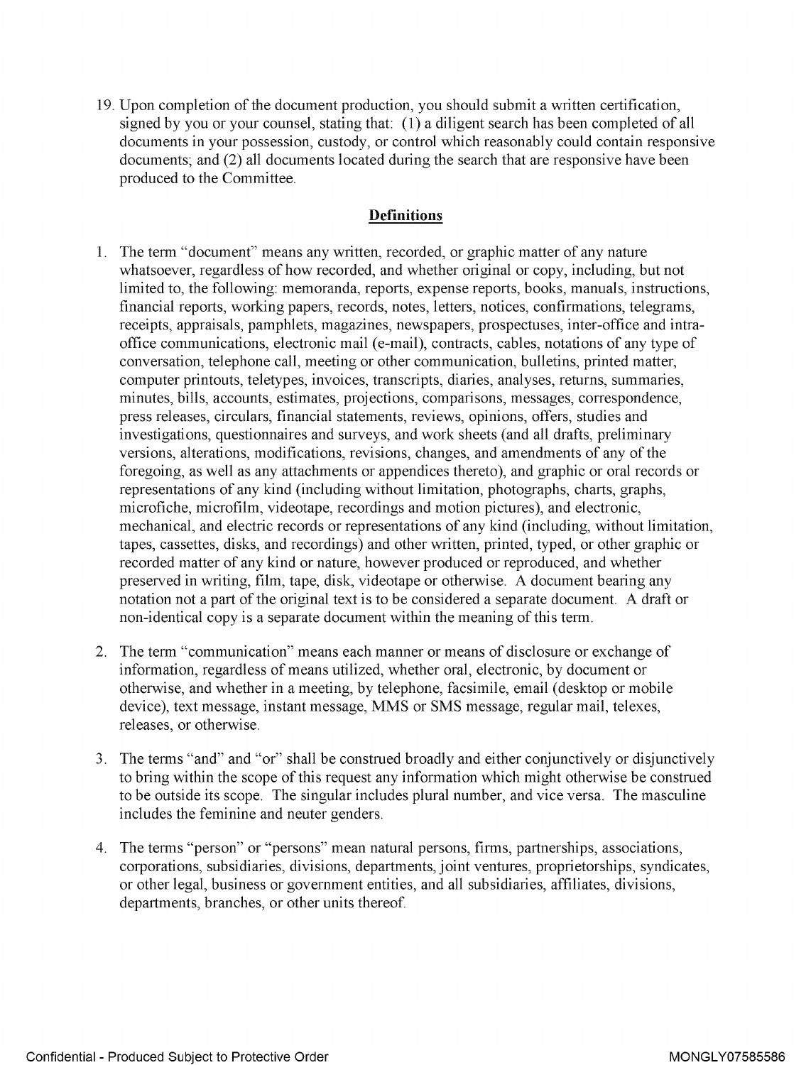19. Upon completion of the document production, you should submit a written certification, signed by you or your counsel, stating that: (1) a diligent search has been completed of all documents in your possession, custody, or control which reasonably could contain responsive documents; and (2) all documents located during the search that are responsive have been produced to the Committee.

## **Definitions**

1. The term "document" means any written, recorded, or graphic matter of any nature whatsoever, regardless of how recorded, and whether original or copy, including, but not limited to, the following: memoranda, reports, expense reports, books, manuals, instructions, financial reports, working papers, records, notes, letters, notices, confirmations, telegrams, receipts, appraisals, pamphlets, magazines, newspapers, prospectuses, inter-office and intra-office communications, electronic mail (e-mail), contracts, cables, notations of any type of conversation, telephone call, meeting or other communication, bulletins, printed matter, computer printouts, teletypes, invoices, transcripts, diaries, analyses, returns, summaries, minutes, bills, accounts, estimates, projections, comparisons, messages, correspondence, press releases, circulars, financial statements, reviews, opinions, offers, studies and investigations, questionnaires and surveys, and work sheets (and all drafts, preliminary versions, alterations, modifications, revisions, changes, and amendments of any of the foregoing, as well as any attachments or appendices thereto), and graphic or oral records or representations of any kind (including without limitation, photographs, charts, graphs, microfiche, microfilm, videotape, recordings and motion pictures), and electronic, mechanical, and electric records or representations of any kind (including, without limitation, tapes, cassettes, disks, and recordings) and other written, printed, typed, or other graphic or recorded matter of any kind or nature, however produced or reproduced, and whether preserved in writing, film, tape, disk, videotape or otherwise. A document bearing any notation not a part of the original text is to be considered a separate document. A draft or non-identical copy is a separate document within the meaning of this term.

2. The term "communication" means each manner or means of disclosure or exchange of information, regardless of means utilized, whether oral, electronic, by document or otherwise, and whether in a meeting, by telephone, facsimile, email (desktop or mobile device), text message, instant message, MMS or SMS message, regular mail, telexes, releases, or otherwise.

3. The terms "and" and "or" shall be construed broadly and either conjunctively or disjunctively to bring within the scope of this request any information which might otherwise be construed to be outside its scope. The singular includes plural number, and vice versa. The masculine includes the feminine and neuter genders.

4. The terms "person" or "persons" mean natural persons, firms, partnerships, associations, corporations, subsidiaries, divisions, departments, joint ventures, proprietorships, syndicates, or other legal, business or government entities, and all subsidiaries, affiliates, divisions, departments, branches, or other units thereof.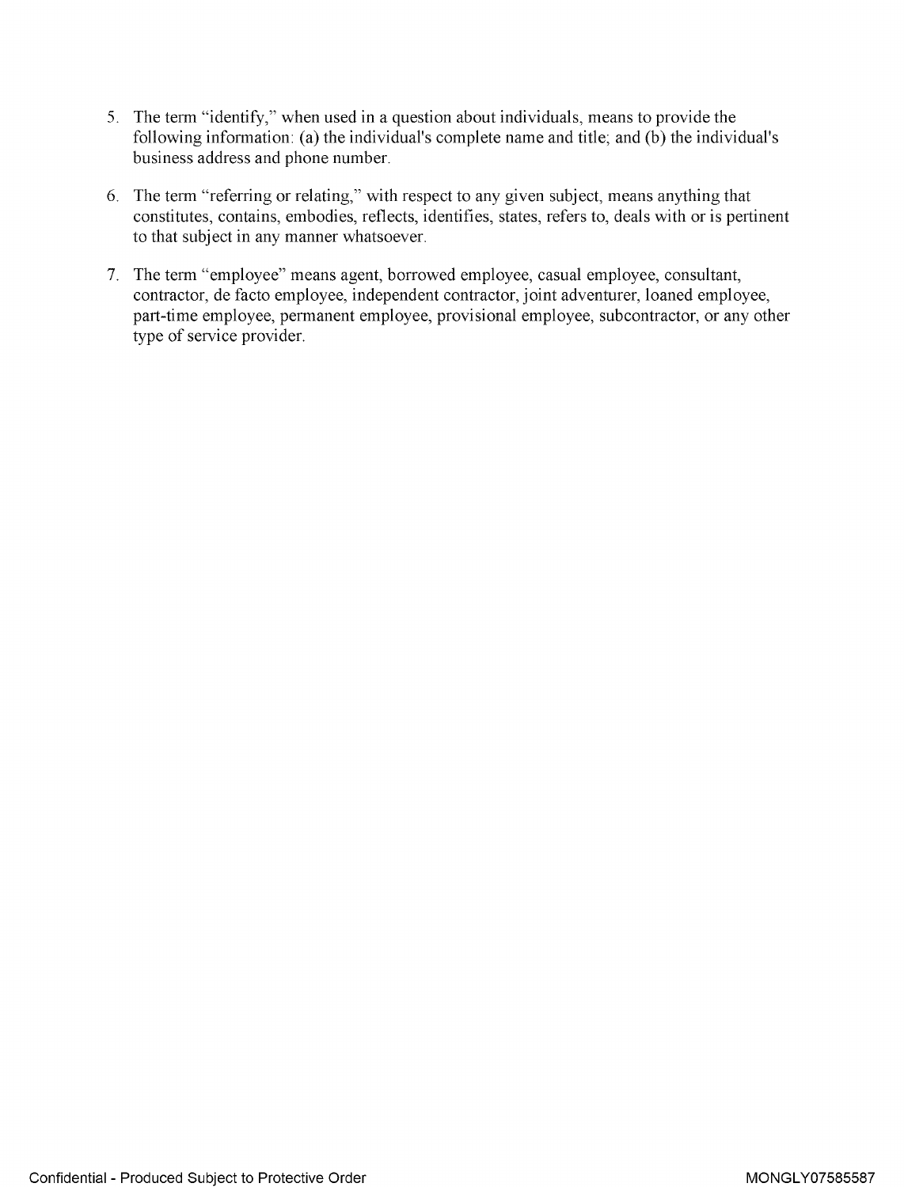5. The term "identify," when used in a question about individuals, means to provide the following information: (a) the individual's complete name and title; and (b) the individual's business address and phone number.

6. The term "referring or relating," with respect to any given subject, means anything that constitutes, contains, embodies, reflects, identifies, states, refers to, deals with or is pertinent to that subject in any manner whatsoever.

7. The term "employee" means agent, borrowed employee, casual employee, consultant, contractor, de facto employee, independent contractor, joint adventurer, loaned employee, part-time employee, permanent employee, provisional employee, subcontractor, or any other type of service provider.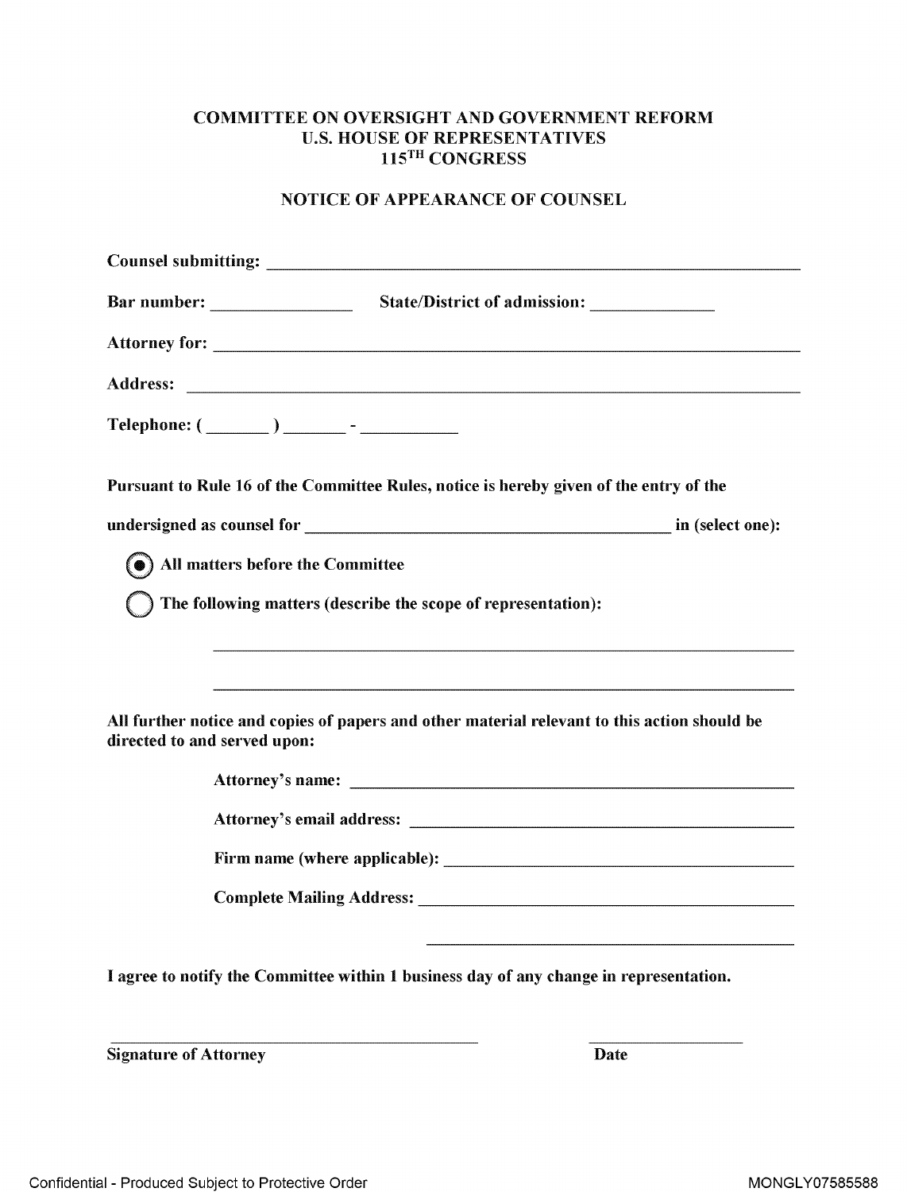**COMMITTEE ON OVERSIGHT AND GOVERNMENT REFORM**
**U.S. HOUSE OF REPRESENTATIVES**
**115TH CONGRESS**

## NOTICE OF APPEARANCE OF COUNSEL

**Counsel submitting:** ______________________________________________

**Bar number:** ______________ **State/District of admission:** ____________

**Attorney for:** ______________________________________________

**Address:** ______________________________________________

**Telephone:** ( ______ ) ______ - _________

**Pursuant to Rule 16 of the Committee Rules, notice is hereby given of the entry of the undersigned as counsel for** ____________________________________ **in (select one):**

- ◉ **All matters before the Committee**
- ◯ **The following matters (describe the scope of representation):**

  ______________________________________________

  ______________________________________________

**All further notice and copies of papers and other material relevant to this action should be directed to and served upon:**

**Attorney's name:** ______________________________________________

**Attorney's email address:** ______________________________________________

**Firm name (where applicable):** ______________________________________________

**Complete Mailing Address:** ______________________________________________

______________________________________________

**I agree to notify the Committee within 1 business day of any change in representation.**

______________________________________ ________________

**Signature of Attorney** **Date**

Confidential - Produced Subject to Protective Order MONGLY07585588